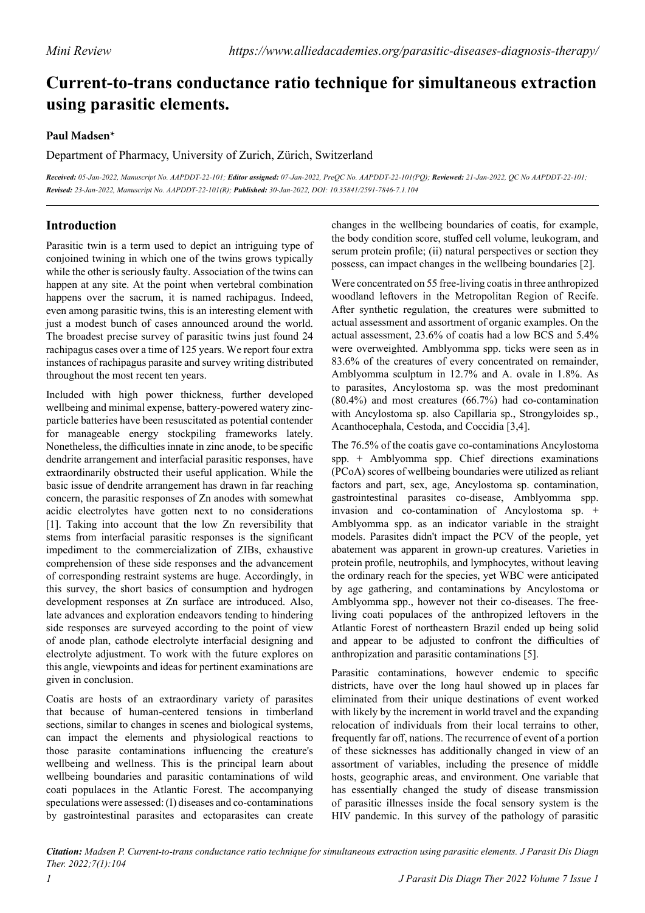*Mini Review*

# Current-to-trans conductance ratio technique for simultaneous extraction using parasitic elements.

**Paul Madsen***

Department of Pharmacy, University of Zurich, Zürich, Switzerland

***Received:*** *05-Jan-2022, Manuscript No. AAPDDT-22-101;* ***Editor assigned:*** *07-Jan-2022, PreQC No. AAPDDT-22-101(PQ);* ***Reviewed:*** *21-Jan-2022, QC No AAPDDT-22-101;* ***Revised:*** *23-Jan-2022, Manuscript No. AAPDDT-22-101(R);* ***Published:*** *30-Jan-2022, DOI: 10.35841/2591-7846-7.1.104*

## Introduction

Parasitic twin is a term used to depict an intriguing type of conjoined twining in which one of the twins grows typically while the other is seriously faulty. Association of the twins can happen at any site. At the point when vertebral combination happens over the sacrum, it is named rachipagus. Indeed, even among parasitic twins, this is an interesting element with just a modest bunch of cases announced around the world. The broadest precise survey of parasitic twins just found 24 rachipagus cases over a time of 125 years. We report four extra instances of rachipagus parasite and survey writing distributed throughout the most recent ten years.

Included with high power thickness, further developed wellbeing and minimal expense, battery-powered watery zinc-particle batteries have been resuscitated as potential contender for manageable energy stockpiling frameworks lately. Nonetheless, the difficulties innate in zinc anode, to be specific dendrite arrangement and interfacial parasitic responses, have extraordinarily obstructed their useful application. While the basic issue of dendrite arrangement has drawn in far reaching concern, the parasitic responses of Zn anodes with somewhat acidic electrolytes have gotten next to no considerations [1]. Taking into account that the low Zn reversibility that stems from interfacial parasitic responses is the significant impediment to the commercialization of ZIBs, exhaustive comprehension of these side responses and the advancement of corresponding restraint systems are huge. Accordingly, in this survey, the short basics of consumption and hydrogen development responses at Zn surface are introduced. Also, late advances and exploration endeavors tending to hindering side responses are surveyed according to the point of view of anode plan, cathode electrolyte interfacial designing and electrolyte adjustment. To work with the future explores on this angle, viewpoints and ideas for pertinent examinations are given in conclusion.

Coatis are hosts of an extraordinary variety of parasites that because of human-centered tensions in timberland sections, similar to changes in scenes and biological systems, can impact the elements and physiological reactions to those parasite contaminations influencing the creature's wellbeing and wellness. This is the principal learn about wellbeing boundaries and parasitic contaminations of wild coati populaces in the Atlantic Forest. The accompanying speculations were assessed: (I) diseases and co-contaminations by gastrointestinal parasites and ectoparasites can create changes in the wellbeing boundaries of coatis, for example, the body condition score, stuffed cell volume, leukogram, and serum protein profile; (ii) natural perspectives or section they possess, can impact changes in the wellbeing boundaries [2].

Were concentrated on 55 free-living coatis in three anthropized woodland leftovers in the Metropolitan Region of Recife. After synthetic regulation, the creatures were submitted to actual assessment and assortment of organic examples. On the actual assessment, 23.6% of coatis had a low BCS and 5.4% were overweighted. Amblyomma spp. ticks were seen as in 83.6% of the creatures of every concentrated on remainder, Amblyomma sculptum in 12.7% and A. ovale in 1.8%. As to parasites, Ancylostoma sp. was the most predominant (80.4%) and most creatures (66.7%) had co-contamination with Ancylostoma sp. also Capillaria sp., Strongyloides sp., Acanthocephala, Cestoda, and Coccidia [3,4].

The 76.5% of the coatis gave co-contaminations Ancylostoma spp. + Amblyomma spp. Chief directions examinations (PCoA) scores of wellbeing boundaries were utilized as reliant factors and part, sex, age, Ancylostoma sp. contamination, gastrointestinal parasites co-disease, Amblyomma spp. invasion and co-contamination of Ancylostoma sp. + Amblyomma spp. as an indicator variable in the straight models. Parasites didn't impact the PCV of the people, yet abatement was apparent in grown-up creatures. Varieties in protein profile, neutrophils, and lymphocytes, without leaving the ordinary reach for the species, yet WBC were anticipated by age gathering, and contaminations by Ancylostoma or Amblyomma spp., however not their co-diseases. The free-living coati populaces of the anthropized leftovers in the Atlantic Forest of northeastern Brazil ended up being solid and appear to be adjusted to confront the difficulties of anthropization and parasitic contaminations [5].

Parasitic contaminations, however endemic to specific districts, have over the long haul showed up in places far eliminated from their unique destinations of event worked with likely by the increment in world travel and the expanding relocation of individuals from their local terrains to other, frequently far off, nations. The recurrence of event of a portion of these sicknesses has additionally changed in view of an assortment of variables, including the presence of middle hosts, geographic areas, and environment. One variable that has essentially changed the study of disease transmission of parasitic illnesses inside the focal sensory system is the HIV pandemic. In this survey of the pathology of parasitic

***Citation:*** *Madsen P. Current-to-trans conductance ratio technique for simultaneous extraction using parasitic elements. J Parasit Dis Diagn Ther. 2022;7(1):104*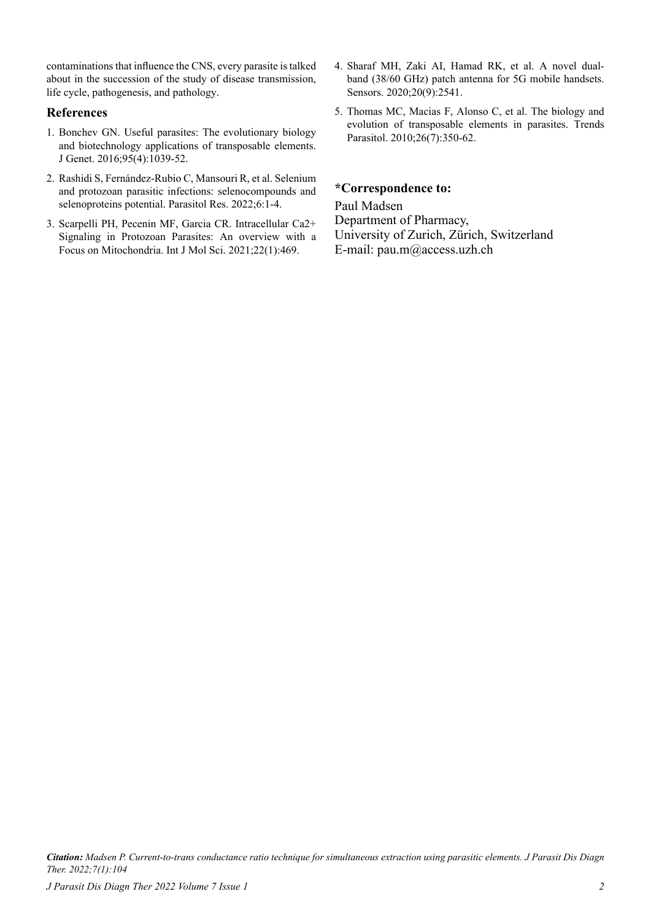contaminations that influence the CNS, every parasite is talked about in the succession of the study of disease transmission, life cycle, pathogenesis, and pathology.

## References

1. Bonchev GN. Useful parasites: The evolutionary biology and biotechnology applications of transposable elements. J Genet. 2016;95(4):1039-52.
2. Rashidi S, Fernández-Rubio C, Mansouri R, et al. Selenium and protozoan parasitic infections: selenocompounds and selenoproteins potential. Parasitol Res. 2022;6:1-4.
3. Scarpelli PH, Pecenin MF, Garcia CR. Intracellular Ca2+ Signaling in Protozoan Parasites: An overview with a Focus on Mitochondria. Int J Mol Sci. 2021;22(1):469.
4. Sharaf MH, Zaki AI, Hamad RK, et al. A novel dual-band (38/60 GHz) patch antenna for 5G mobile handsets. Sensors. 2020;20(9):2541.
5. Thomas MC, Macias F, Alonso C, et al. The biology and evolution of transposable elements in parasites. Trends Parasitol. 2010;26(7):350-62.

**\*Correspondence to:**

Paul Madsen
Department of Pharmacy,
University of Zurich, Zürich, Switzerland
E-mail: pau.m@access.uzh.ch

***Citation:*** *Madsen P. Current-to-trans conductance ratio technique for simultaneous extraction using parasitic elements. J Parasit Dis Diagn Ther. 2022;7(1):104*